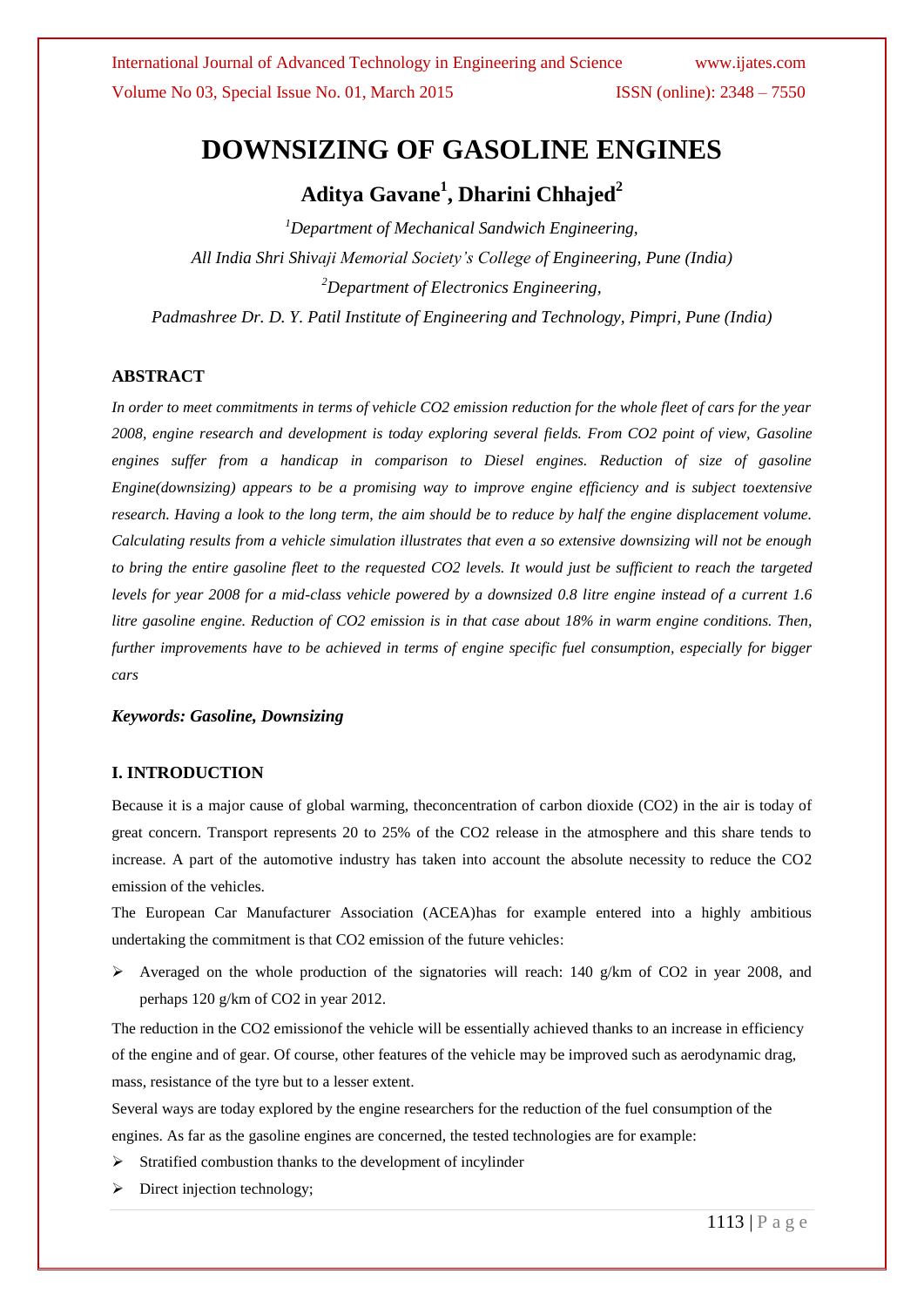# DOWNSIZING OF GASOLINE ENGINES

## Aditya Gavane[1], Dharini Chhajed[2]

[1]*Department of Mechanical Sandwich Engineering,*

*All India Shri Shivaji Memorial Society's College of Engineering, Pune (India)*

[2]*Department of Electronics Engineering,*

*Padmashree Dr. D. Y. Patil Institute of Engineering and Technology, Pimpri, Pune (India)*

### ABSTRACT

*In order to meet commitments in terms of vehicle CO2 emission reduction for the whole fleet of cars for the year 2008, engine research and development is today exploring several fields. From CO2 point of view, Gasoline engines suffer from a handicap in comparison to Diesel engines. Reduction of size of gasoline Engine(downsizing) appears to be a promising way to improve engine efficiency and is subject toextensive research. Having a look to the long term, the aim should be to reduce by half the engine displacement volume. Calculating results from a vehicle simulation illustrates that even a so extensive downsizing will not be enough to bring the entire gasoline fleet to the requested CO2 levels. It would just be sufficient to reach the targeted levels for year 2008 for a mid-class vehicle powered by a downsized 0.8 litre engine instead of a current 1.6 litre gasoline engine. Reduction of CO2 emission is in that case about 18% in warm engine conditions. Then, further improvements have to be achieved in terms of engine specific fuel consumption, especially for bigger cars*

***Keywords: Gasoline, Downsizing***

### I. INTRODUCTION

Because it is a major cause of global warming, theconcentration of carbon dioxide ($CO_2$) in the air is today of great concern. Transport represents 20 to 25% of the $CO_2$ release in the atmosphere and this share tends to increase. A part of the automotive industry has taken into account the absolute necessity to reduce the $CO_2$ emission of the vehicles.

The European Car Manufacturer Association (ACEA)has for example entered into a highly ambitious undertaking the commitment is that $CO_2$ emission of the future vehicles:

- Averaged on the whole production of the signatories will reach: 140 g/km of $CO_2$ in year 2008, and perhaps 120 g/km of $CO_2$ in year 2012.

The reduction in the $CO_2$ emissionof the vehicle will be essentially achieved thanks to an increase in efficiency of the engine and of gear. Of course, other features of the vehicle may be improved such as aerodynamic drag, mass, resistance of the tyre but to a lesser extent.

Several ways are today explored by the engine researchers for the reduction of the fuel consumption of the engines. As far as the gasoline engines are concerned, the tested technologies are for example:

- Stratified combustion thanks to the development of incylinder
- Direct injection technology;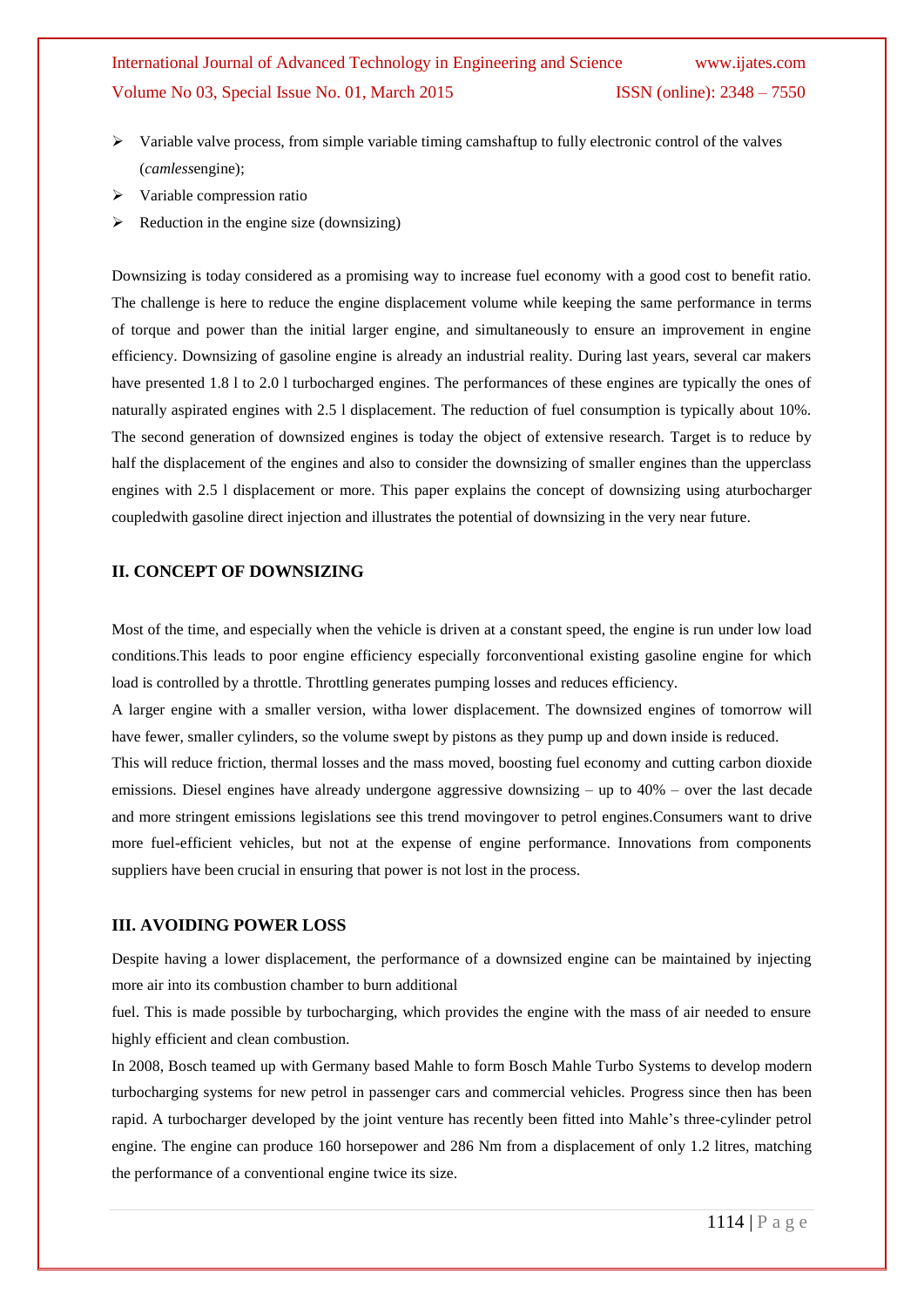- Variable valve process, from simple variable timing camshaftup to fully electronic control of the valves (*camless*engine);
- Variable compression ratio
- Reduction in the engine size (downsizing)

Downsizing is today considered as a promising way to increase fuel economy with a good cost to benefit ratio. The challenge is here to reduce the engine displacement volume while keeping the same performance in terms of torque and power than the initial larger engine, and simultaneously to ensure an improvement in engine efficiency. Downsizing of gasoline engine is already an industrial reality. During last years, several car makers have presented 1.8 l to 2.0 l turbocharged engines. The performances of these engines are typically the ones of naturally aspirated engines with 2.5 l displacement. The reduction of fuel consumption is typically about 10%. The second generation of downsized engines is today the object of extensive research. Target is to reduce by half the displacement of the engines and also to consider the downsizing of smaller engines than the upperclass engines with 2.5 l displacement or more. This paper explains the concept of downsizing using aturbocharger coupledwith gasoline direct injection and illustrates the potential of downsizing in the very near future.

## II. CONCEPT OF DOWNSIZING

Most of the time, and especially when the vehicle is driven at a constant speed, the engine is run under low load conditions.This leads to poor engine efficiency especially forconventional existing gasoline engine for which load is controlled by a throttle. Throttling generates pumping losses and reduces efficiency.

A larger engine with a smaller version, witha lower displacement. The downsized engines of tomorrow will have fewer, smaller cylinders, so the volume swept by pistons as they pump up and down inside is reduced.

This will reduce friction, thermal losses and the mass moved, boosting fuel economy and cutting carbon dioxide emissions. Diesel engines have already undergone aggressive downsizing – up to 40% – over the last decade and more stringent emissions legislations see this trend movingover to petrol engines.Consumers want to drive more fuel-efficient vehicles, but not at the expense of engine performance. Innovations from components suppliers have been crucial in ensuring that power is not lost in the process.

## III. AVOIDING POWER LOSS

Despite having a lower displacement, the performance of a downsized engine can be maintained by injecting more air into its combustion chamber to burn additional fuel. This is made possible by turbocharging, which provides the engine with the mass of air needed to ensure highly efficient and clean combustion.

In 2008, Bosch teamed up with Germany based Mahle to form Bosch Mahle Turbo Systems to develop modern turbocharging systems for new petrol in passenger cars and commercial vehicles. Progress since then has been rapid. A turbocharger developed by the joint venture has recently been fitted into Mahle's three-cylinder petrol engine. The engine can produce 160 horsepower and 286 Nm from a displacement of only 1.2 litres, matching the performance of a conventional engine twice its size.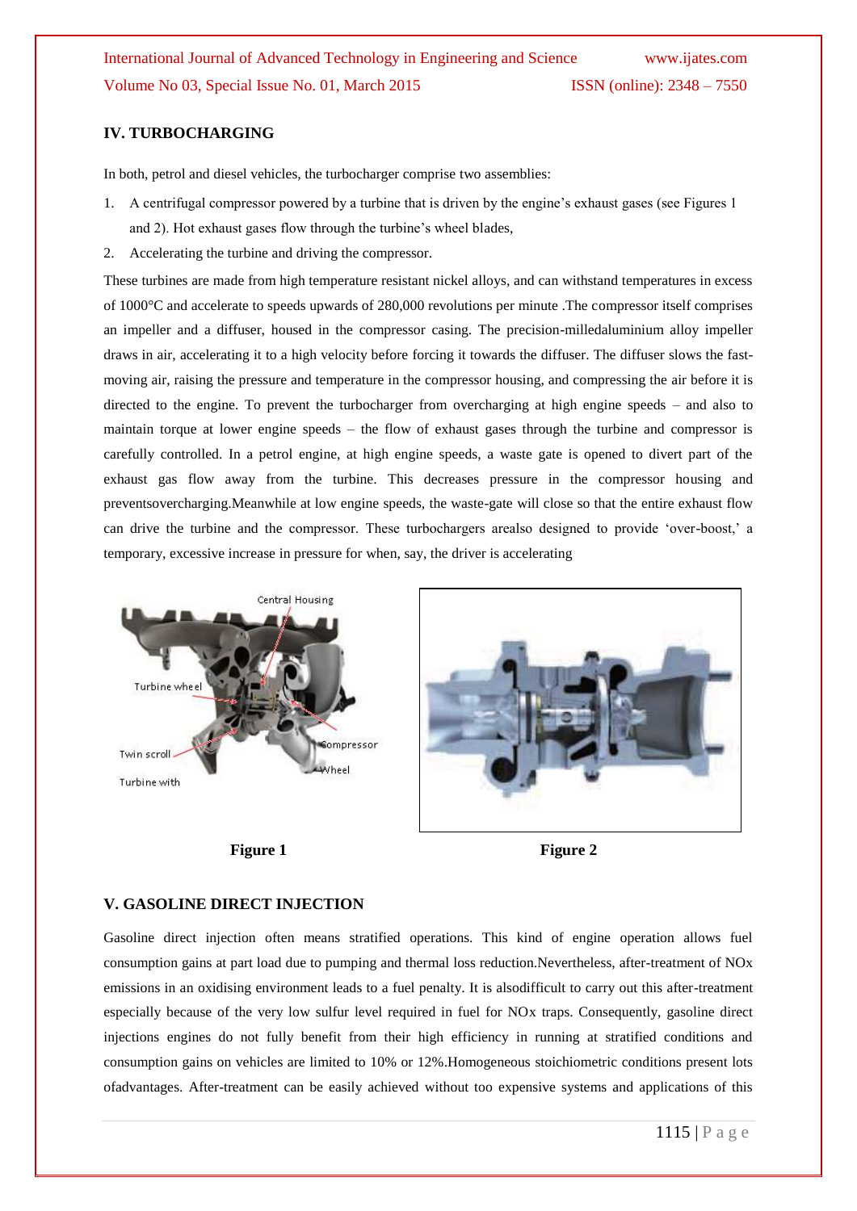## IV. TURBOCHARGING

In both, petrol and diesel vehicles, the turbocharger comprise two assemblies:

1. A centrifugal compressor powered by a turbine that is driven by the engine's exhaust gases (see Figures 1 and 2). Hot exhaust gases flow through the turbine's wheel blades,
2. Accelerating the turbine and driving the compressor.

These turbines are made from high temperature resistant nickel alloys, and can withstand temperatures in excess of 1000°C and accelerate to speeds upwards of 280,000 revolutions per minute .The compressor itself comprises an impeller and a diffuser, housed in the compressor casing. The precision-milledaluminium alloy impeller draws in air, accelerating it to a high velocity before forcing it towards the diffuser. The diffuser slows the fast-moving air, raising the pressure and temperature in the compressor housing, and compressing the air before it is directed to the engine. To prevent the turbocharger from overcharging at high engine speeds – and also to maintain torque at lower engine speeds – the flow of exhaust gases through the turbine and compressor is carefully controlled. In a petrol engine, at high engine speeds, a waste gate is opened to divert part of the exhaust gas flow away from the turbine. This decreases pressure in the compressor housing and preventsovercharging.Meanwhile at low engine speeds, the waste-gate will close so that the entire exhaust flow can drive the turbine and the compressor. These turbochargers arealso designed to provide 'over-boost,' a temporary, excessive increase in pressure for when, say, the driver is accelerating

Central Housing

Turbine wheel

Twin scroll

Turbine with

Compressor

Wheel

**Figure 1**

**Figure 2**

## V. GASOLINE DIRECT INJECTION

Gasoline direct injection often means stratified operations. This kind of engine operation allows fuel consumption gains at part load due to pumping and thermal loss reduction.Nevertheless, after-treatment of NOx emissions in an oxidising environment leads to a fuel penalty. It is alsodifficult to carry out this after-treatment especially because of the very low sulfur level required in fuel for NOx traps. Consequently, gasoline direct injections engines do not fully benefit from their high efficiency in running at stratified conditions and consumption gains on vehicles are limited to 10% or 12%.Homogeneous stoichiometric conditions present lots ofadvantages. After-treatment can be easily achieved without too expensive systems and applications of this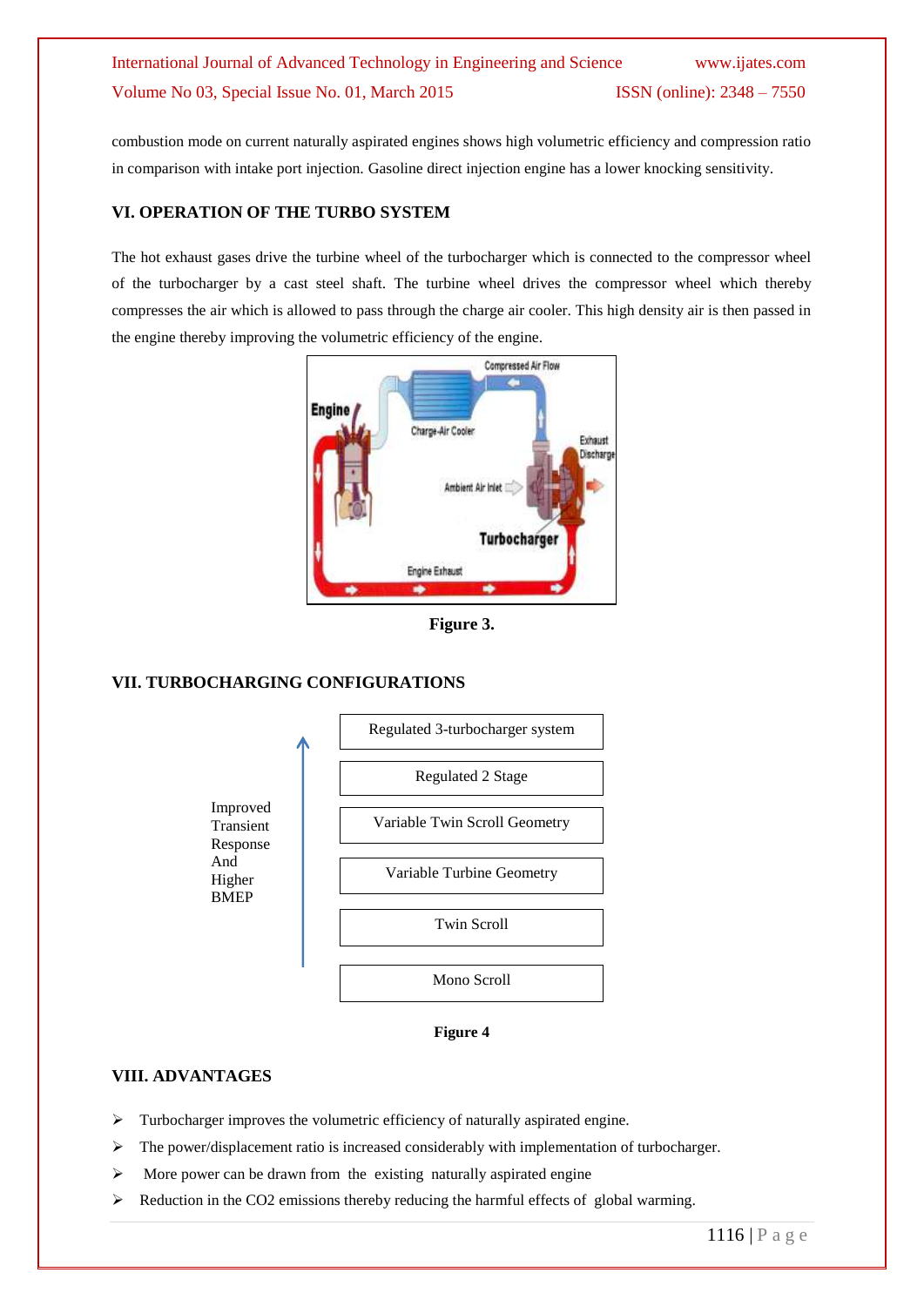combustion mode on current naturally aspirated engines shows high volumetric efficiency and compression ratio in comparison with intake port injection. Gasoline direct injection engine has a lower knocking sensitivity.

## VI. OPERATION OF THE TURBO SYSTEM

The hot exhaust gases drive the turbine wheel of the turbocharger which is connected to the compressor wheel of the turbocharger by a cast steel shaft. The turbine wheel drives the compressor wheel which thereby compresses the air which is allowed to pass through the charge air cooler. This high density air is then passed in the engine thereby improving the volumetric efficiency of the engine.

**Figure 3.**

## VII. TURBOCHARGING CONFIGURATIONS

Improved Transient Response And Higher BMEP (↑)

- Regulated 3-turbocharger system
- Regulated 2 Stage
- Variable Twin Scroll Geometry
- Variable Turbine Geometry
- Twin Scroll
- Mono Scroll

**Figure 4**

## VIII. ADVANTAGES

- Turbocharger improves the volumetric efficiency of naturally aspirated engine.
- The power/displacement ratio is increased considerably with implementation of turbocharger.
- More power can be drawn from the existing naturally aspirated engine
- Reduction in the $CO_2$ emissions thereby reducing the harmful effects of global warming.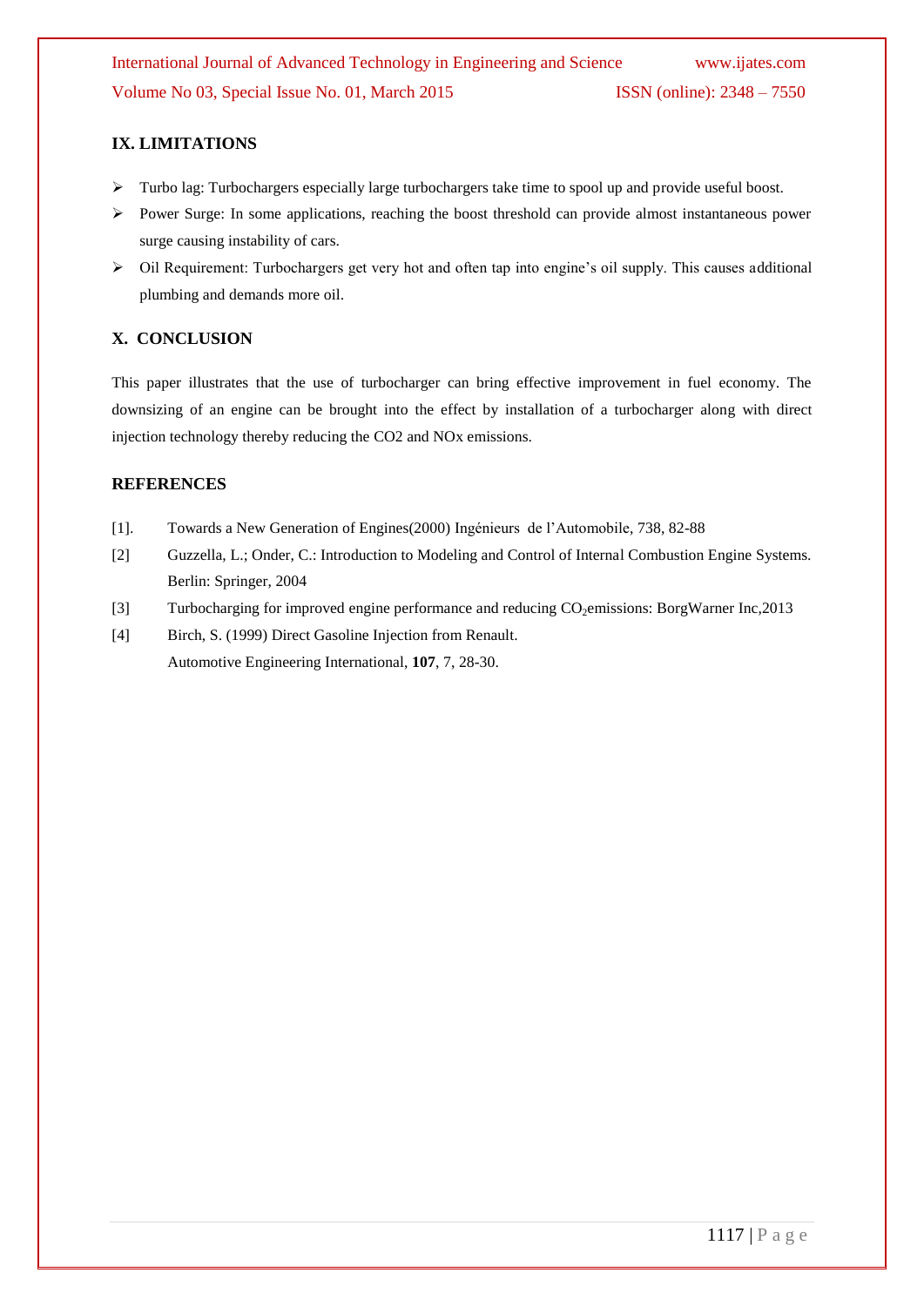## IX. LIMITATIONS

- Turbo lag: Turbochargers especially large turbochargers take time to spool up and provide useful boost.
- Power Surge: In some applications, reaching the boost threshold can provide almost instantaneous power surge causing instability of cars.
- Oil Requirement: Turbochargers get very hot and often tap into engine's oil supply. This causes additional plumbing and demands more oil.

## X. CONCLUSION

This paper illustrates that the use of turbocharger can bring effective improvement in fuel economy. The downsizing of an engine can be brought into the effect by installation of a turbocharger along with direct injection technology thereby reducing the CO2 and NOx emissions.

## REFERENCES

[1]. Towards a New Generation of Engines(2000) Ingénieurs de l'Automobile, 738, 82-88

[2] Guzzella, L.; Onder, C.: Introduction to Modeling and Control of Internal Combustion Engine Systems. Berlin: Springer, 2004

[3] Turbocharging for improved engine performance and reducing $CO_2$emissions: BorgWarner Inc,2013

[4] Birch, S. (1999) Direct Gasoline Injection from Renault. Automotive Engineering International, **107**, 7, 28-30.